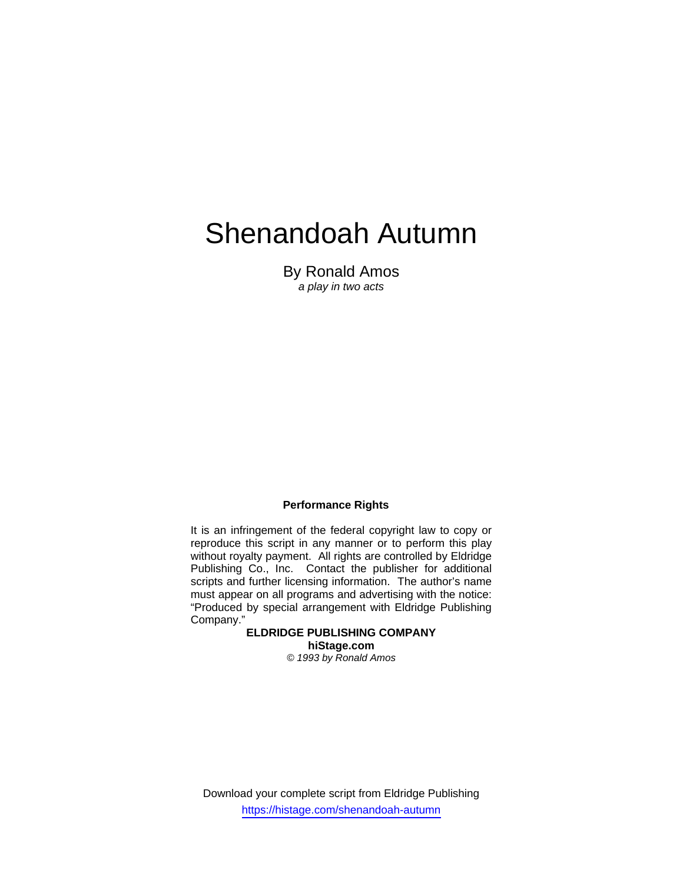# Shenandoah Autumn

By Ronald Amos

*a play in two acts*

**Performance Rights**

It is an infringement of the federal copyright law to copy or reproduce this script in any manner or to perform this play without royalty payment. All rights are controlled by Eldridge Publishing Co., Inc. Contact the publisher for additional scripts and further licensing information. The author's name must appear on all programs and advertising with the notice: "Produced by special arrangement with Eldridge Publishing Company."

**ELDRIDGE PUBLISHING COMPANY**
**hiStage.com**
*© 1993 by Ronald Amos*

Download your complete script from Eldridge Publishing
https://histage.com/shenandoah-autumn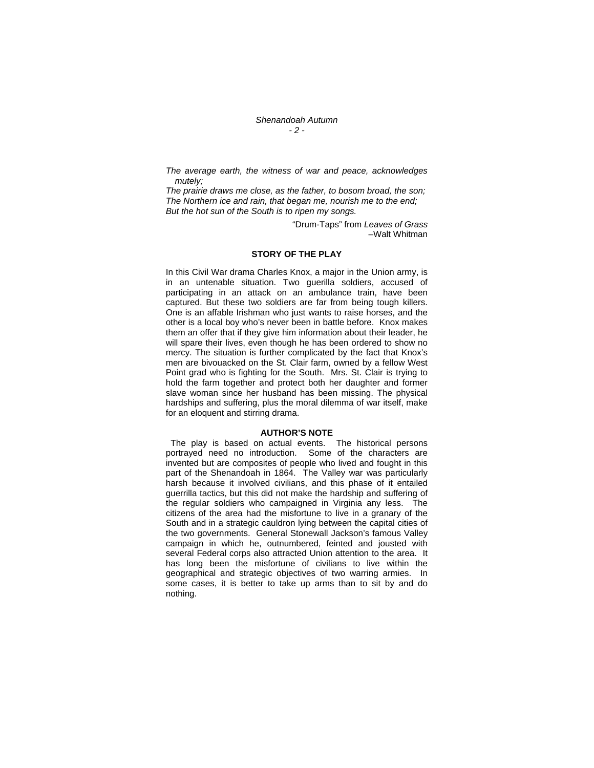*The average earth, the witness of war and peace, acknowledges mutely;*
*The prairie draws me close, as the father, to bosom broad, the son;*
*The Northern ice and rain, that began me, nourish me to the end;*
*But the hot sun of the South is to ripen my songs.*

"Drum-Taps" from *Leaves of Grass*
–Walt Whitman

## STORY OF THE PLAY

In this Civil War drama Charles Knox, a major in the Union army, is in an untenable situation. Two guerilla soldiers, accused of participating in an attack on an ambulance train, have been captured. But these two soldiers are far from being tough killers. One is an affable Irishman who just wants to raise horses, and the other is a local boy who's never been in battle before. Knox makes them an offer that if they give him information about their leader, he will spare their lives, even though he has been ordered to show no mercy. The situation is further complicated by the fact that Knox's men are bivouacked on the St. Clair farm, owned by a fellow West Point grad who is fighting for the South. Mrs. St. Clair is trying to hold the farm together and protect both her daughter and former slave woman since her husband has been missing. The physical hardships and suffering, plus the moral dilemma of war itself, make for an eloquent and stirring drama.

## AUTHOR'S NOTE

The play is based on actual events. The historical persons portrayed need no introduction. Some of the characters are invented but are composites of people who lived and fought in this part of the Shenandoah in 1864. The Valley war was particularly harsh because it involved civilians, and this phase of it entailed guerrilla tactics, but this did not make the hardship and suffering of the regular soldiers who campaigned in Virginia any less. The citizens of the area had the misfortune to live in a granary of the South and in a strategic cauldron lying between the capital cities of the two governments. General Stonewall Jackson's famous Valley campaign in which he, outnumbered, feinted and jousted with several Federal corps also attracted Union attention to the area. It has long been the misfortune of civilians to live within the geographical and strategic objectives of two warring armies. In some cases, it is better to take up arms than to sit by and do nothing.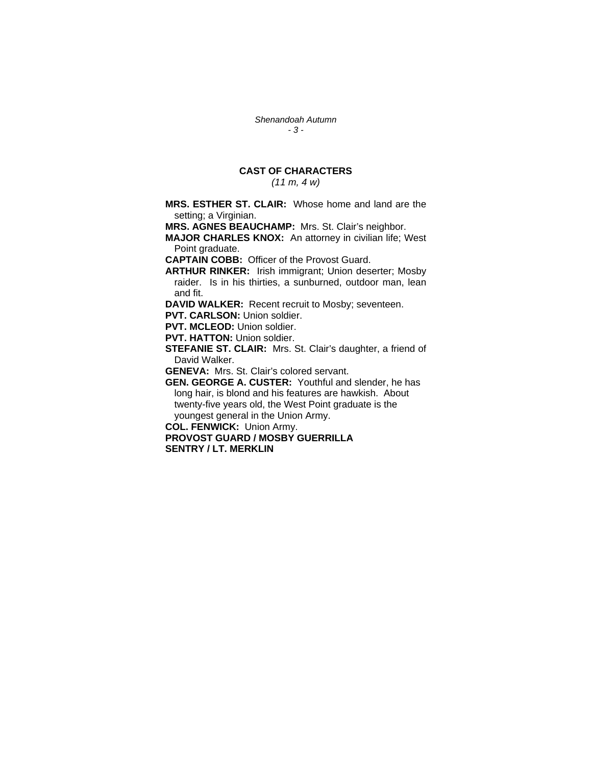## CAST OF CHARACTERS

*(11 m, 4 w)*

**MRS. ESTHER ST. CLAIR:** Whose home and land are the setting; a Virginian.

**MRS. AGNES BEAUCHAMP:** Mrs. St. Clair's neighbor.

**MAJOR CHARLES KNOX:** An attorney in civilian life; West Point graduate.

**CAPTAIN COBB:** Officer of the Provost Guard.

**ARTHUR RINKER:** Irish immigrant; Union deserter; Mosby raider. Is in his thirties, a sunburned, outdoor man, lean and fit.

**DAVID WALKER:** Recent recruit to Mosby; seventeen.

**PVT. CARLSON:** Union soldier.

**PVT. MCLEOD:** Union soldier.

**PVT. HATTON:** Union soldier.

**STEFANIE ST. CLAIR:** Mrs. St. Clair's daughter, a friend of David Walker.

**GENEVA:** Mrs. St. Clair's colored servant.

**GEN. GEORGE A. CUSTER:** Youthful and slender, he has long hair, is blond and his features are hawkish. About twenty-five years old, the West Point graduate is the youngest general in the Union Army.

**COL. FENWICK:** Union Army.

**PROVOST GUARD / MOSBY GUERRILLA**

**SENTRY / LT. MERKLIN**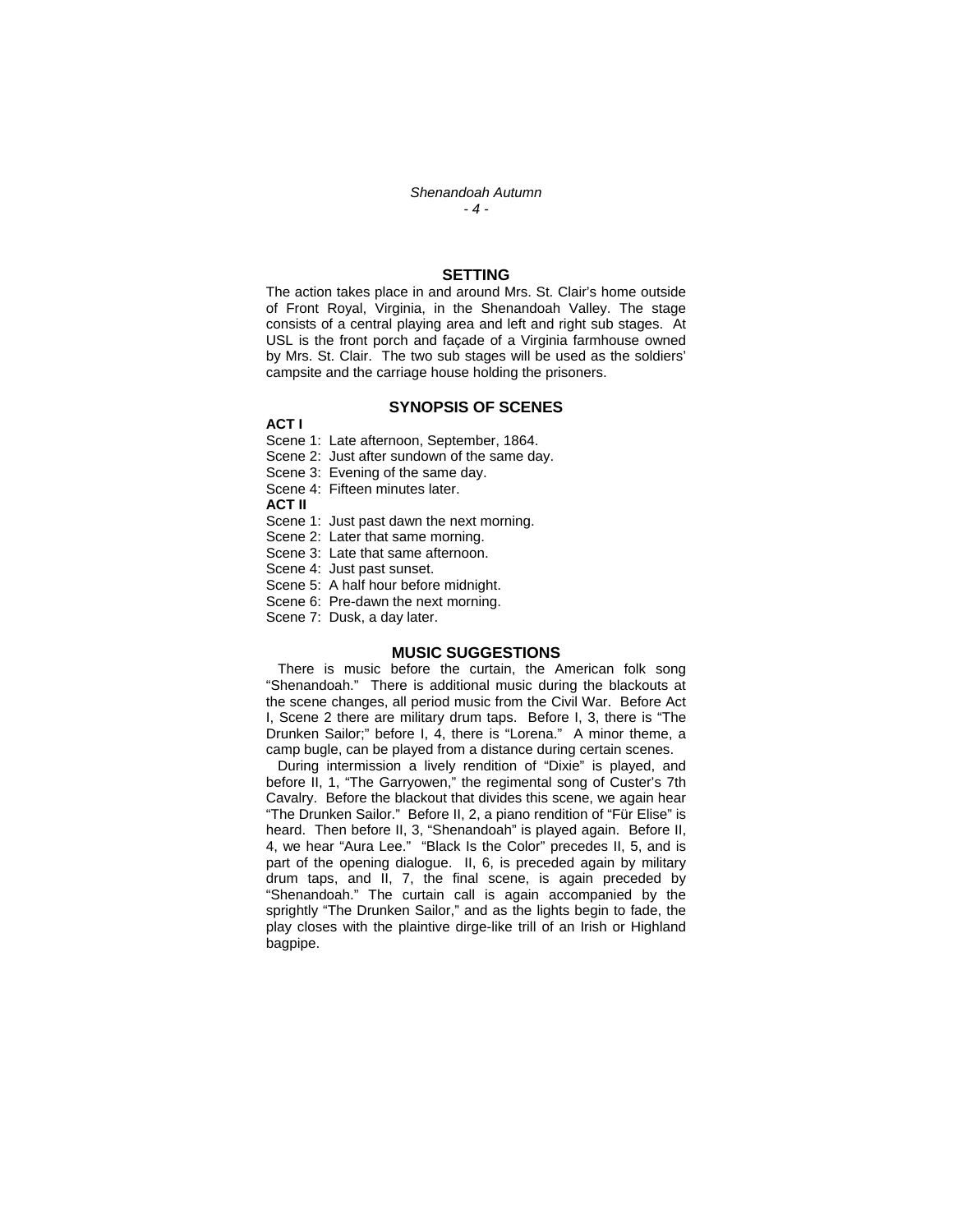## SETTING

The action takes place in and around Mrs. St. Clair's home outside of Front Royal, Virginia, in the Shenandoah Valley. The stage consists of a central playing area and left and right sub stages. At USL is the front porch and façade of a Virginia farmhouse owned by Mrs. St. Clair. The two sub stages will be used as the soldiers' campsite and the carriage house holding the prisoners.

## SYNOPSIS OF SCENES

**ACT I**

Scene 1: Late afternoon, September, 1864.
Scene 2: Just after sundown of the same day.
Scene 3: Evening of the same day.
Scene 4: Fifteen minutes later.

**ACT II**

Scene 1: Just past dawn the next morning.
Scene 2: Later that same morning.
Scene 3: Late that same afternoon.
Scene 4: Just past sunset.
Scene 5: A half hour before midnight.
Scene 6: Pre-dawn the next morning.
Scene 7: Dusk, a day later.

## MUSIC SUGGESTIONS

There is music before the curtain, the American folk song "Shenandoah." There is additional music during the blackouts at the scene changes, all period music from the Civil War. Before Act I, Scene 2 there are military drum taps. Before I, 3, there is "The Drunken Sailor;" before I, 4, there is "Lorena." A minor theme, a camp bugle, can be played from a distance during certain scenes.

During intermission a lively rendition of "Dixie" is played, and before II, 1, "The Garryowen," the regimental song of Custer's 7th Cavalry. Before the blackout that divides this scene, we again hear "The Drunken Sailor." Before II, 2, a piano rendition of "Für Elise" is heard. Then before II, 3, "Shenandoah" is played again. Before II, 4, we hear "Aura Lee." "Black Is the Color" precedes II, 5, and is part of the opening dialogue. II, 6, is preceded again by military drum taps, and II, 7, the final scene, is again preceded by "Shenandoah." The curtain call is again accompanied by the sprightly "The Drunken Sailor," and as the lights begin to fade, the play closes with the plaintive dirge-like trill of an Irish or Highland bagpipe.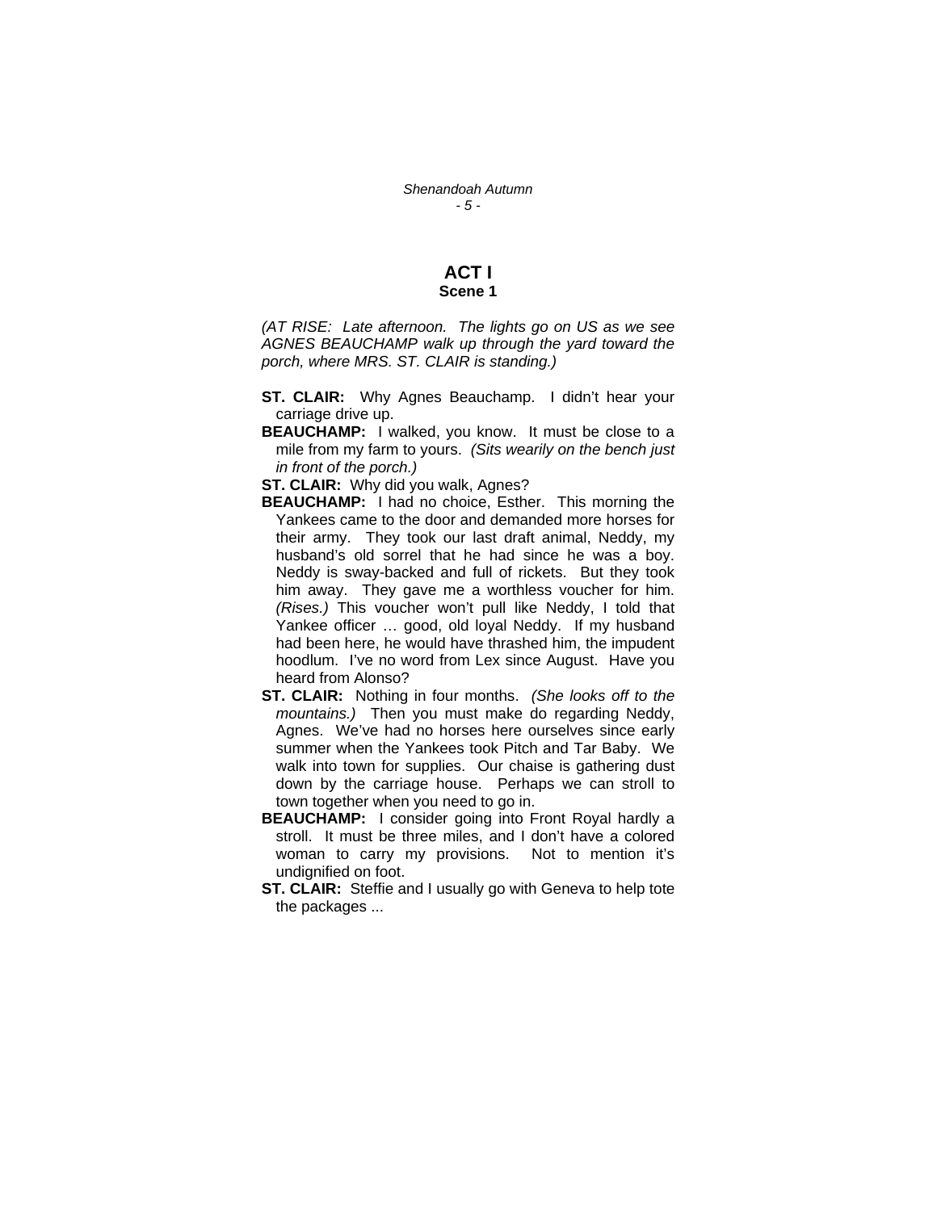# ACT I
## Scene 1

*(AT RISE: Late afternoon. The lights go on US as we see AGNES BEAUCHAMP walk up through the yard toward the porch, where MRS. ST. CLAIR is standing.)*

**ST. CLAIR:** Why Agnes Beauchamp. I didn't hear your carriage drive up.

**BEAUCHAMP:** I walked, you know. It must be close to a mile from my farm to yours. *(Sits wearily on the bench just in front of the porch.)*

**ST. CLAIR:** Why did you walk, Agnes?

**BEAUCHAMP:** I had no choice, Esther. This morning the Yankees came to the door and demanded more horses for their army. They took our last draft animal, Neddy, my husband's old sorrel that he had since he was a boy. Neddy is sway-backed and full of rickets. But they took him away. They gave me a worthless voucher for him. *(Rises.)* This voucher won't pull like Neddy, I told that Yankee officer … good, old loyal Neddy. If my husband had been here, he would have thrashed him, the impudent hoodlum. I've no word from Lex since August. Have you heard from Alonso?

**ST. CLAIR:** Nothing in four months. *(She looks off to the mountains.)* Then you must make do regarding Neddy, Agnes. We've had no horses here ourselves since early summer when the Yankees took Pitch and Tar Baby. We walk into town for supplies. Our chaise is gathering dust down by the carriage house. Perhaps we can stroll to town together when you need to go in.

**BEAUCHAMP:** I consider going into Front Royal hardly a stroll. It must be three miles, and I don't have a colored woman to carry my provisions. Not to mention it's undignified on foot.

**ST. CLAIR:** Steffie and I usually go with Geneva to help tote the packages ...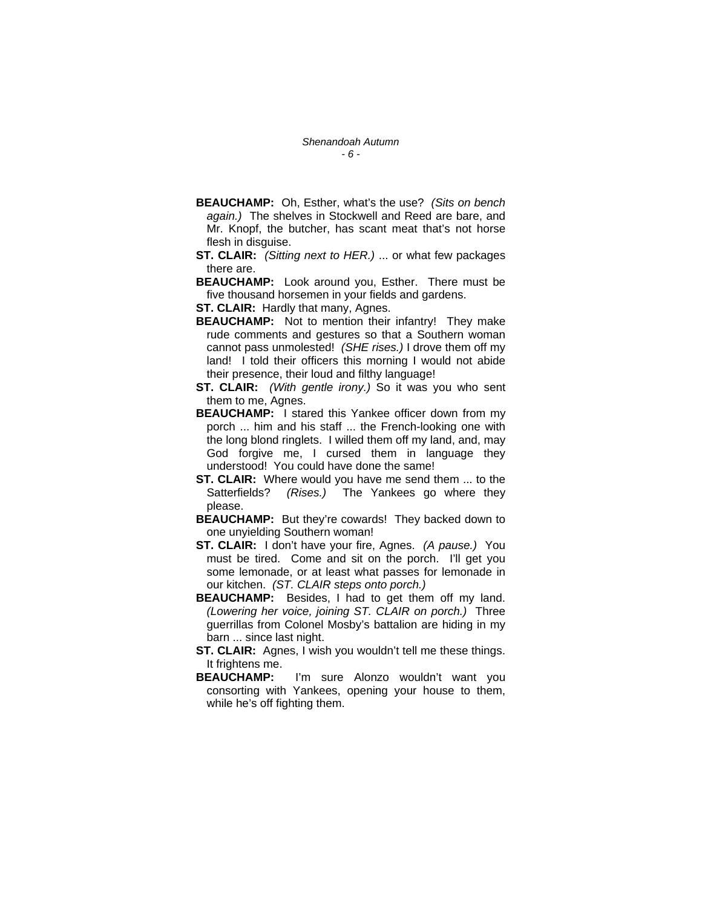**BEAUCHAMP:** Oh, Esther, what's the use? *(Sits on bench again.)* The shelves in Stockwell and Reed are bare, and Mr. Knopf, the butcher, has scant meat that's not horse flesh in disguise.

**ST. CLAIR:** *(Sitting next to HER.)* ... or what few packages there are.

**BEAUCHAMP:** Look around you, Esther. There must be five thousand horsemen in your fields and gardens.

**ST. CLAIR:** Hardly that many, Agnes.

**BEAUCHAMP:** Not to mention their infantry! They make rude comments and gestures so that a Southern woman cannot pass unmolested! *(SHE rises.)* I drove them off my land! I told their officers this morning I would not abide their presence, their loud and filthy language!

**ST. CLAIR:** *(With gentle irony.)* So it was you who sent them to me, Agnes.

**BEAUCHAMP:** I stared this Yankee officer down from my porch ... him and his staff ... the French-looking one with the long blond ringlets. I willed them off my land, and, may God forgive me, I cursed them in language they understood! You could have done the same!

**ST. CLAIR:** Where would you have me send them ... to the Satterfields? *(Rises.)* The Yankees go where they please.

**BEAUCHAMP:** But they're cowards! They backed down to one unyielding Southern woman!

**ST. CLAIR:** I don't have your fire, Agnes. *(A pause.)* You must be tired. Come and sit on the porch. I'll get you some lemonade, or at least what passes for lemonade in our kitchen. *(ST. CLAIR steps onto porch.)*

**BEAUCHAMP:** Besides, I had to get them off my land. *(Lowering her voice, joining ST. CLAIR on porch.)* Three guerrillas from Colonel Mosby's battalion are hiding in my barn ... since last night.

**ST. CLAIR:** Agnes, I wish you wouldn't tell me these things. It frightens me.

**BEAUCHAMP:** I'm sure Alonzo wouldn't want you consorting with Yankees, opening your house to them, while he's off fighting them.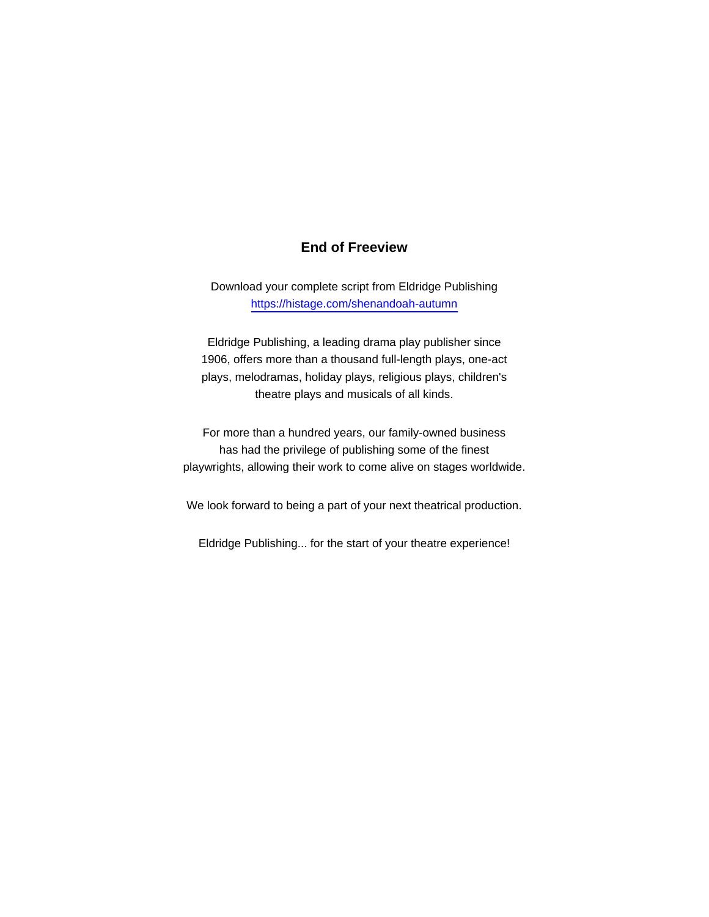**End of Freeview**

Download your complete script from Eldridge Publishing
https://histage.com/shenandoah-autumn

Eldridge Publishing, a leading drama play publisher since 1906, offers more than a thousand full-length plays, one-act plays, melodramas, holiday plays, religious plays, children's theatre plays and musicals of all kinds.

For more than a hundred years, our family-owned business has had the privilege of publishing some of the finest playwrights, allowing their work to come alive on stages worldwide.

We look forward to being a part of your next theatrical production.

Eldridge Publishing... for the start of your theatre experience!